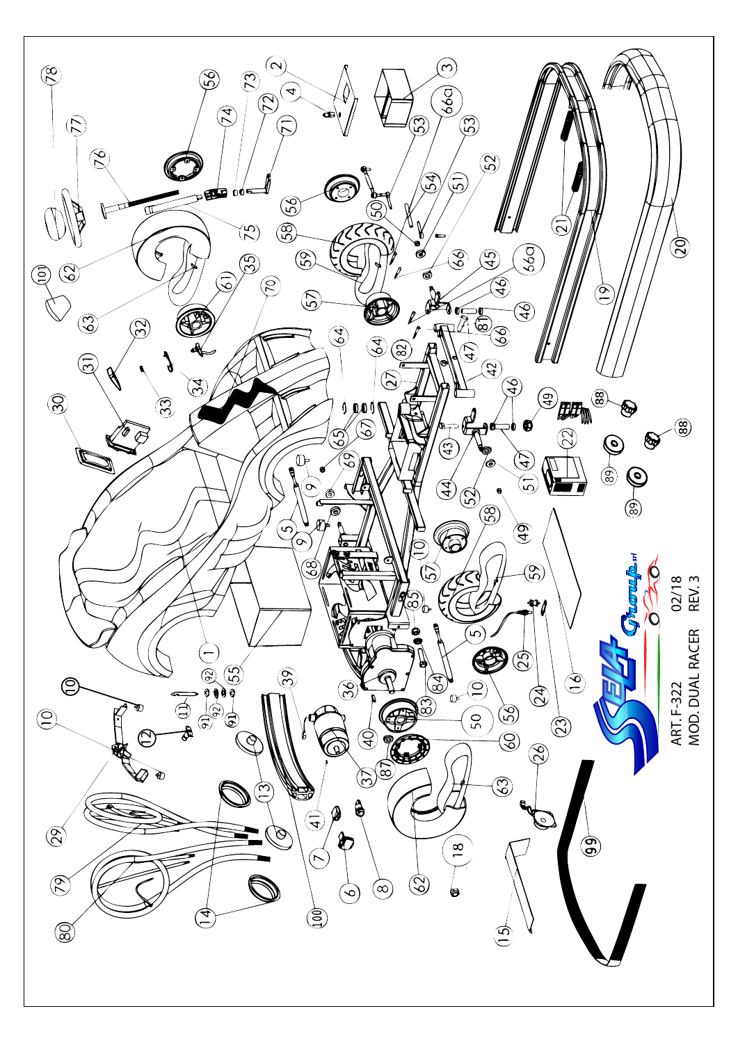ART. F-322 02/18

MOD. DUAL RACER REV. 3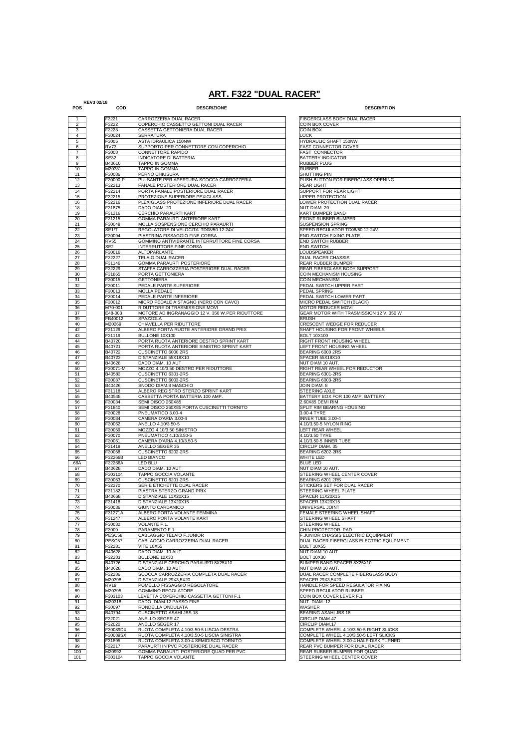# ART. F322 "DUAL RACER"

REV3 02/18

| POS | COD | DESCRIZIONE | DESCRIPTION |
|---|---|---|---|
| 1 | F3221 | CARROZZERIA DUAL RACER | FIBGERGLASS BODY DUAL RACER |
| 2 | F3222 | COPERCHIO CASSETTO GETTONI DUAL RACER | COIN BOX COVER |
| 3 | F3223 | CASSETTA GETTONIERA DUAL RACER | COIN BOX |
| 4 | F30024 | SERRATURA | LOCK |
| 5 | F3005 | ASTA IDRAULICA 150NW | HYDRAULIC SHAFT 150NW |
| 6 | RV73 | SUPPORTO PER CONNETTORE CON COPERCHIO | FAST CONNECTOR COVER |
| 7 | F3008 | CONNETTORE RAPIDO | FAST CONNECTOR |
| 8 | SE32 | INDICATORE DI BATTERIA | BATTERY INDICATOR |
| 9 | B40610 | TAPPO IN GOMMA | RUBBER PLUG |
| 10 | M20331 | TAPPO IN GOMMA | RUBBER |
| 11 | F30086 | PERNO CHIUSURA | SHUTTING PIN |
| 12 | F30090-P | PULSANTE PER APERTURA SCOCCA CARROZZERIA | PUSH BUTTON FOR FIBERGLASS OPENING |
| 13 | F32213 | FANALE POSTERIORE DUAL RACER | REAR LIGHT |
| 14 | F32214 | PORTA FANALE POSTERIORE DUAL RACER | SUPPORT FOR REAR LIGHT |
| 15 | F32215 | PROTEZIONE SUPERIORE PEXIGLASS | UPPER PROTECTION |
| 16 | F32216 | PLEXIGLASS PROTEZIONE INFERIORE DUAL RACER | LOWER PROTECTION DUAL RACER |
| 18 | F31875 | DADO DIAM. 20 | NUT DIAM. 20 |
| 19 | F31216 | CERCHIO PARAURTI KART | KART BUMPER BAND |
| 20 | F31215 | GOMMA PARAURTI ANTERIORE KART | FRONT RUBBER BUMPER |
| 21 | F30048 | MOLLA SOSPENSIONE CERCHIO PARAURTI | SUSPENSION SPRING |
| 22 | SE1/T | REGOLATORE DI VELOCITA' TD08/50 12-24V. | SPEED REGULATOR TD08/50 12-24V. |
| 23 | F30094 | PIASTRINA FISSAGGIO FINE CORSA | END SWITCH FIXING PLATE |
| 24 | RV55 | GOMMINO ANTIVIBRANTE INTERRUTTORE FINE CORSA | END SWITCH RUBBER |
| 25 | SE2 | INTERRUTTORE FINE CORSA | END SWITCH |
| 26 | F30016 | ALTOPARLANTE | LOUDSPEAKER |
| 27 | F32227 | TELAIO DUAL RACER | DUAL RACER CHASSIS |
| 28 | F31146 | GOMMA PARAURTI POSTERIORE | REAR RUBBER BUMPER |
| 29 | F32229 | STAFFA CARROZZERIA POSTERIORE DUAL RACER | REAR FIBERGLASS BODY SUPPORT |
| 30 | F31865 | PORTA GETTONIERA | COIN MECHANISM HOUSING |
| 31 | F30015 | GETTONIERA | COIN MECHANISM |
| 32 | F30011 | PEDALE PARTE SUPERIORE | PEDAL SWITCH UPPER PART |
| 33 | F30013 | MOLLA PEDALE | PEDAL SPRING |
| 34 | F30014 | PEDALE PARTE INFERIORE | PEDAL SWITCH LOWER PART |
| 35 | F30012 | MICRO PEDALE A STAGNO (NERO CON CAVO) | MICRO PEDAL SWITCH (BLACK) |
| 36 | M70-001 | RIDUTTORE DI TRASMISSIONE MOVI | MOTOR REDUCER MOVI |
| 37 | E48-003 | MOTORE AD INGRANAGGIO 12 V. 350 W.PER RIDUTTORE | GEAR MOTOR WITH TRASMISSION 12 V. 350 W |
| 39 | FB40012 | SPAZZOLA | BRUSH |
| 40 | M20269 | CHIAVELLA PER RIDUTTORE | CRESCENT WEDGE FOR REDUCER |
| 42 | F31129 | ALBERO PORTA RUOTE ANTERIORE GRAND PRIX | SHAFT HOUSING FOR FRONT WHEELS |
| 43 | F31119 | BULLONE 10X100 | BOLT 10X100 |
| 44 | B40720 | PORTA RUOTA ANTERIORE DESTRO SPRINT KART | RIGHT FRONT HOUSING WHEEL |
| 45 | B40721 | PORTA RUOTA ANTERIORE SINISTRO SPRINT KART | LEFT FRONT HOUSING WHEEL |
| 46 | B40722 | CUSCINETTO 6000 2RS | BEARING 6000 2RS |
| 47 | B40723 | DISTANZIALE 55X18X10 | SPACER 55X18X10 |
| 49 | B40628 | DADO DIAM. 10 AUT | NUT DIAM 10 AUT. |
| 50 | F30071-M | MOZZO 4.10/3.50 DESTRO PER RIDUTTORE | RIGHT REAR WHEEL FOR REDUCTOR |
| 51 | B40583 | CUSCINETTO 6301-2RS | BEARING 6301-2RS |
| 52 | F30037 | CUSCINETTO 6003-2RS | BEARING 6003-2RS |
| 53 | B40426 | SNODO DIAM.8 MASCHIO | JOIN DIAM. 8 |
| 54 | F31118 | ALBERO REGISTRO STERZO SPRINT KART | STEERING AXLE |
| 55 | B40548 | CASSETTA PORTA BATTERIA 100 AMP. | BATTERY BOX FOR 100 AMP. BATTERY |
| 56 | F30034 | SEMI DISCO 260X85 | 2.60X85 DEMI RIM |
| 57 | F31840 | SEMI DISCO 260X85 PORTA CUSCINETTI TORNITO | SPLIT RIM BEARING HOUSING |
| 58 | F30028 | PNEUMATICO 3.00-4 | 3.00-4 TYRE |
| 59 | F30084 | CAMERA D'ARIA 3.00-4 | INNER TUBE 3.00-4 |
| 60 | F30062 | ANELLO 4.10/3.50-5 | 4.10/3.50-5 NYLON RING |
| 61 | F30059 | MOZZO 4.10/3.50 SINISTRO | LEFT REAR WHEEL |
| 62 | F30070 | PNEUMATICO 4.10/3.50-5 | 4.10/3.50 TYRE |
| 63 | F30061 | CAMERA D'ARIA 4.10/3.50-5 | 4.10/3.50-5 INNER TUBE |
| 64 | F31419 | ANELLO SEGER 35 | CIRCLIP DIAM. 35 |
| 65 | F30058 | CUSCINETTO 6202-2RS | BEARING 6202-2RS |
| 66 | F32266B | LED BIANCO | WHITE LED |
| 66A | F32266A | LED BLU | BLUE LED |
| 67 | B40628 | DADO DIAM. 10 AUT | NUT DIAM 10 AUT. |
| 68 | F303104 | TAPPO GOCCIA VOLANTE | STEERING WHEEL CENTER COVER |
| 69 | F30063 | CUSCINETTO 6201-2RS | BEARING 6201 2RS |
| 70 | F32270 | SERIE ETICHETTE DUAL RACER | STICKERS SET FOR DUAL RACER |
| 71 | F31182 | PIASTRA STERZO GRAND PRIX | STEERING WHEEL PLATE |
| 72 | B40668 | DISTANZIALE 11X20X15 | SPACER 11X20X15 |
| 73 | F31418 | DISTANZIALE 13X20X15 | SPACER 13X20X15 |
| 74 | F30036 | GIUNTO CARDANICO | UNIVERSAL JOINT |
| 75 | F31271A | ALBERO PORTA VOLANTE FEMMINA | FEMALE STEERING WHEEL SHAFT |
| 76 | F31247 | ALBERO PORTA VOLANTE KART | STEERING WHEEL SHAFT |
| 77 | F30032 | VOLANTE F.1 | STEERING WHEEL |
| 78 | F3009 | PARAMENTO F.1 | CHIN PROTECTOR PAD |
| 79 | PESC58 | CABLAGGIO TELAIO F.JUNIOR | F.JUNIOR CHASSIS ELECTRIC EQUIPMENT |
| 80 | PESC57 | CABLAGGIO CARROZZERIA DUAL RACER | DUAL RACER FIBERGLASS ELECTRIC EQUIPMENT |
| 81 | F32281 | VITE 10X55 | BOLT 10X55 |
| 82 | B40628 | DADO DIAM. 10 AUT | NUT DIAM 10 AUT. |
| 83 | F32283 | BULLONE 10X30 | BOLT 10X30 |
| 84 | B40726 | DISTANZIALE CERCHIO PARAURTI 8X25X10 | BUMPER BAND SPACER 8X25X10 |
| 85 | B40628 | DADO DIAM. 10 AUT | NUT DIAM 10 AUT. |
| 86 | F32286 | SCOCCA CARROZZERIA COMPLETA DUAL RACER | DUAL RACER COMPLETE FIBERGLASS BODY |
| 87 | M20398 | DISTANZIALE 29X3,5X20 | SPACER 29X3,5X20 |
| 88 | RV19 | POMELLO FISSAGGIO REGOLATORE | HANDLE FOR SPEED REGULATOR FIXING |
| 89 | M20395 | GOMMINO REGOLATORE | SPEED REGULATOR RUBBER |
| 90 | F303103 | LEVETTA COPERCHIO CASSETTA GETTONI F.1 | COIN BOX COVER LEVER F.1 |
| 91 | M20318 | DADO DIAM.12 PASSO FINE | NUT. DIAM. 12 |
| 92 | F30097 | RONDELLA ONDULATA | WASHER |
| 93 | B40794 | CUSCINETTO ASAHI JBS 18 | BEARING ASAHI JBS 18 |
| 94 | F32021 | ANELLO SEGER 47 | CIRCLIP DIAM.47 |
| 95 | F32020 | ANELLO SEGER 17 | CIRCLIP DIAM.17 |
| 96 | F30089DX | RUOTA COMPLETA 4.10/3.50-5 LISCIA DESTRA | COMPLETE WHEEL 4.10/3.50-5 RIGHT SLICKS |
| 97 | F30089SX | RUOTA COMPLETA 4.10/3.50-5 LISCIA SINISTRA | COMPLETE WHEEL 4.10/3.50-5 LEFT SLICKS |
| 98 | F31895 | RUOTA COMPLETA 3.00-4 SEMIDISCO TORNITO | COMPLETE WHEEL 3.00-4 HALF-DISK TURNED |
| 99 | F32217 | PARAURTI IN PVC POSTERIORE DUAL RACER | REAR PVC BUMPER FOR DUAL RACER |
| 100 | M20992 | GOMMA PARAURTI POSTERIORE QUAD PER PVC | REAR RUBBER BUMPER FOR QUAD |
| 101 | F303104 | TAPPO GOCCIA VOLANTE | STEERING WHEEL CENTER COVER |